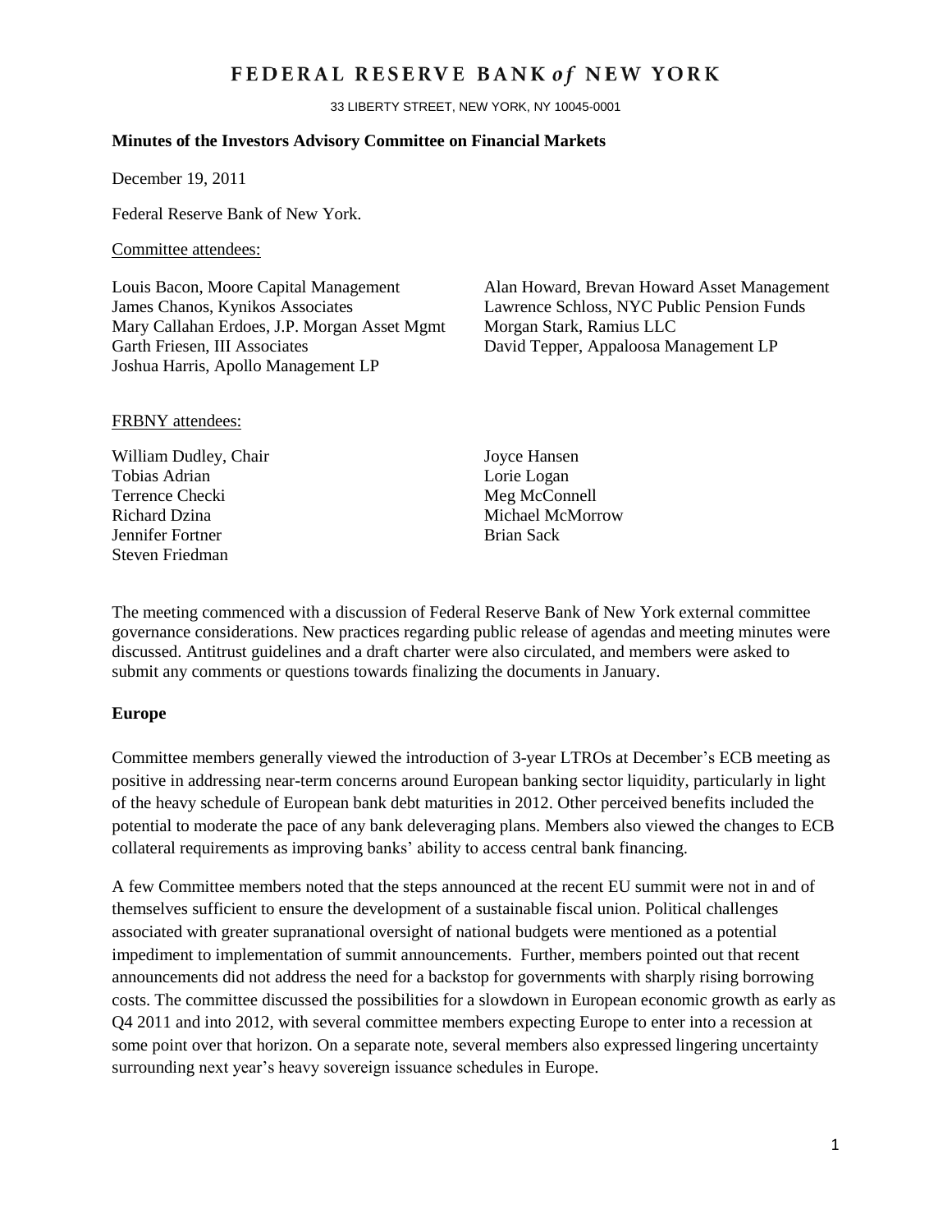# FEDERAL RESERVE BANK *of* NEW YORK

33 LIBERTY STREET, NEW YORK, NY 10045-0001

**Minutes of the Investors Advisory Committee on Financial Markets**

December 19, 2011

Federal Reserve Bank of New York.

Committee attendees:

Louis Bacon, Moore Capital Management
James Chanos, Kynikos Associates
Mary Callahan Erdoes, J.P. Morgan Asset Mgmt
Garth Friesen, III Associates
Joshua Harris, Apollo Management LP
Alan Howard, Brevan Howard Asset Management
Lawrence Schloss, NYC Public Pension Funds
Morgan Stark, Ramius LLC
David Tepper, Appaloosa Management LP

FRBNY attendees:

William Dudley, Chair
Tobias Adrian
Terrence Checki
Richard Dzina
Jennifer Fortner
Steven Friedman
Joyce Hansen
Lorie Logan
Meg McConnell
Michael McMorrow
Brian Sack

The meeting commenced with a discussion of Federal Reserve Bank of New York external committee governance considerations. New practices regarding public release of agendas and meeting minutes were discussed. Antitrust guidelines and a draft charter were also circulated, and members were asked to submit any comments or questions towards finalizing the documents in January.

## Europe

Committee members generally viewed the introduction of 3-year LTROs at December's ECB meeting as positive in addressing near-term concerns around European banking sector liquidity, particularly in light of the heavy schedule of European bank debt maturities in 2012. Other perceived benefits included the potential to moderate the pace of any bank deleveraging plans. Members also viewed the changes to ECB collateral requirements as improving banks' ability to access central bank financing.

A few Committee members noted that the steps announced at the recent EU summit were not in and of themselves sufficient to ensure the development of a sustainable fiscal union. Political challenges associated with greater supranational oversight of national budgets were mentioned as a potential impediment to implementation of summit announcements. Further, members pointed out that recent announcements did not address the need for a backstop for governments with sharply rising borrowing costs. The committee discussed the possibilities for a slowdown in European economic growth as early as Q4 2011 and into 2012, with several committee members expecting Europe to enter into a recession at some point over that horizon. On a separate note, several members also expressed lingering uncertainty surrounding next year's heavy sovereign issuance schedules in Europe.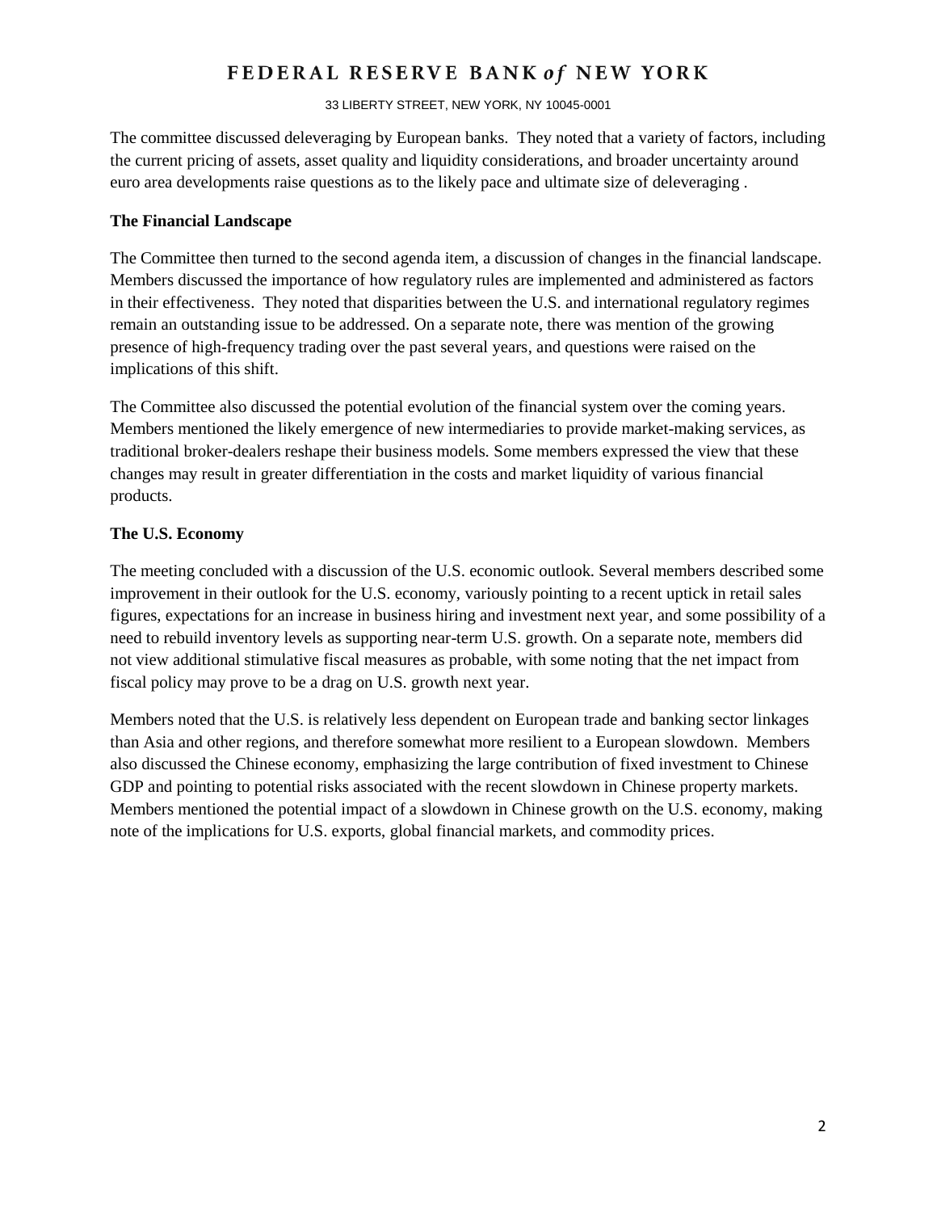The committee discussed deleveraging by European banks. They noted that a variety of factors, including the current pricing of assets, asset quality and liquidity considerations, and broader uncertainty around euro area developments raise questions as to the likely pace and ultimate size of deleveraging .

**The Financial Landscape**

The Committee then turned to the second agenda item, a discussion of changes in the financial landscape. Members discussed the importance of how regulatory rules are implemented and administered as factors in their effectiveness. They noted that disparities between the U.S. and international regulatory regimes remain an outstanding issue to be addressed. On a separate note, there was mention of the growing presence of high-frequency trading over the past several years, and questions were raised on the implications of this shift.

The Committee also discussed the potential evolution of the financial system over the coming years. Members mentioned the likely emergence of new intermediaries to provide market-making services, as traditional broker-dealers reshape their business models. Some members expressed the view that these changes may result in greater differentiation in the costs and market liquidity of various financial products.

**The U.S. Economy**

The meeting concluded with a discussion of the U.S. economic outlook. Several members described some improvement in their outlook for the U.S. economy, variously pointing to a recent uptick in retail sales figures, expectations for an increase in business hiring and investment next year, and some possibility of a need to rebuild inventory levels as supporting near-term U.S. growth. On a separate note, members did not view additional stimulative fiscal measures as probable, with some noting that the net impact from fiscal policy may prove to be a drag on U.S. growth next year.

Members noted that the U.S. is relatively less dependent on European trade and banking sector linkages than Asia and other regions, and therefore somewhat more resilient to a European slowdown. Members also discussed the Chinese economy, emphasizing the large contribution of fixed investment to Chinese GDP and pointing to potential risks associated with the recent slowdown in Chinese property markets. Members mentioned the potential impact of a slowdown in Chinese growth on the U.S. economy, making note of the implications for U.S. exports, global financial markets, and commodity prices.